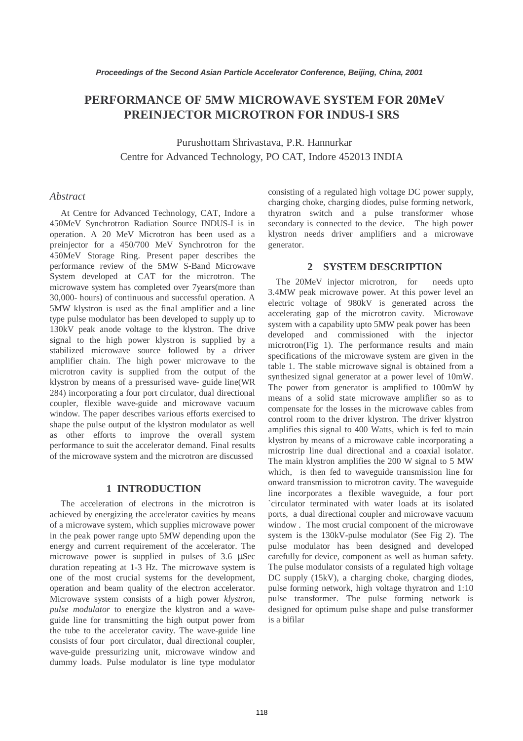# PERFORMANCE OF 5MW MICROWAVE SYSTEM FOR 20MeV PREINJECTOR MICROTRON FOR INDUS-I SRS

Purushottam Shrivastava, P.R. Hannurkar
Centre for Advanced Technology, PO CAT, Indore 452013 INDIA

## *Abstract*

At Centre for Advanced Technology, CAT, Indore a 450MeV Synchrotron Radiation Source INDUS-I is in operation. A 20 MeV Microtron has been used as a preinjector for a 450/700 MeV Synchrotron for the 450MeV Storage Ring. Present paper describes the performance review of the 5MW S-Band Microwave System developed at CAT for the microtron. The microwave system has completed over 7years(more than 30,000- hours) of continuous and successful operation. A 5MW klystron is used as the final amplifier and a line type pulse modulator has been developed to supply up to 130kV peak anode voltage to the klystron. The drive signal to the high power klystron is supplied by a stabilized microwave source followed by a driver amplifier chain. The high power microwave to the microtron cavity is supplied from the output of the klystron by means of a pressurised wave- guide line(WR 284) incorporating a four port circulator, dual directional coupler, flexible wave-guide and microwave vacuum window. The paper describes various efforts exercised to shape the pulse output of the klystron modulator as well as other efforts to improve the overall system performance to suit the accelerator demand. Final results of the microwave system and the microtron are discussed

## 1 INTRODUCTION

The acceleration of electrons in the microtron is achieved by energizing the accelerator cavities by means of a microwave system, which supplies microwave power in the peak power range upto 5MW depending upon the energy and current requirement of the accelerator. The microwave power is supplied in pulses of 3.6 μSec duration repeating at 1-3 Hz. The microwave system is one of the most crucial systems for the development, operation and beam quality of the electron accelerator. Microwave system consists of a high power *klystron*, *pulse modulator* to energize the klystron and a wave-guide line for transmitting the high output power from the tube to the accelerator cavity. The wave-guide line consists of four port circulator, dual directional coupler, wave-guide pressurizing unit, microwave window and dummy loads. Pulse modulator is line type modulator consisting of a regulated high voltage DC power supply, charging choke, charging diodes, pulse forming network, thyratron switch and a pulse transformer whose secondary is connected to the device. The high power klystron needs driver amplifiers and a microwave generator.

## 2 SYSTEM DESCRIPTION

The 20MeV injector microtron, for needs upto 3.4MW peak microwave power. At this power level an electric voltage of 980kV is generated across the accelerating gap of the microtron cavity. Microwave system with a capability upto 5MW peak power has been developed and commissioned with the injector microtron(Fig 1). The performance results and main specifications of the microwave system are given in the table 1. The stable microwave signal is obtained from a synthesized signal generator at a power level of 10mW. The power from generator is amplified to 100mW by means of a solid state microwave amplifier so as to compensate for the losses in the microwave cables from control room to the driver klystron. The driver klystron amplifies this signal to 400 Watts, which is fed to main klystron by means of a microwave cable incorporating a microstrip line dual directional and a coaxial isolator. The main klystron amplifies the 200 W signal to 5 MW which, is then fed to waveguide transmission line for onward transmission to microtron cavity. The waveguide line incorporates a flexible waveguide, a four port `circulator terminated with water loads at its isolated ports, a dual directional coupler and microwave vacuum window . The most crucial component of the microwave system is the 130kV-pulse modulator (See Fig 2). The pulse modulator has been designed and developed carefully for device, component as well as human safety. The pulse modulator consists of a regulated high voltage DC supply (15kV), a charging choke, charging diodes, pulse forming network, high voltage thyratron and 1:10 pulse transformer. The pulse forming network is designed for optimum pulse shape and pulse transformer is a bifilar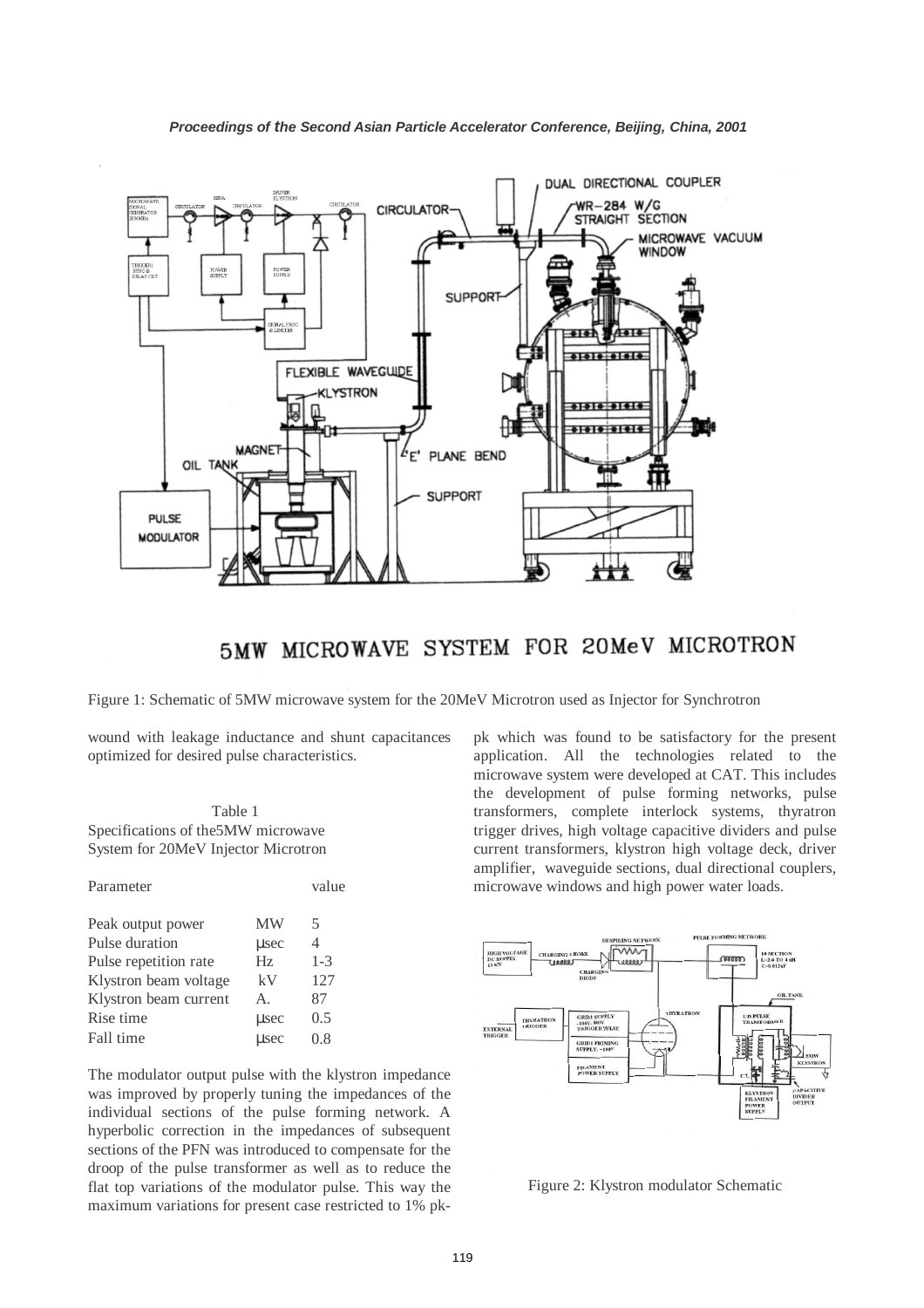Figure 1: Schematic of 5MW microwave system for the 20MeV Microtron used as Injector for Synchrotron

wound with leakage inductance and shunt capacitances optimized for desired pulse characteristics.

Table 1
Specifications of the5MW microwave System for 20MeV Injector Microtron

| Parameter | | value |
|---|---|---|
| Peak output power | MW | 5 |
| Pulse duration | μsec | 4 |
| Pulse repetition rate | Hz | 1-3 |
| Klystron beam voltage | kV | 127 |
| Klystron beam current | A. | 87 |
| Rise time | μsec | 0.5 |
| Fall time | μsec | 0.8 |

The modulator output pulse with the klystron impedance was improved by properly tuning the impedances of the individual sections of the pulse forming network. A hyperbolic correction in the impedances of subsequent sections of the PFN was introduced to compensate for the droop of the pulse transformer as well as to reduce the flat top variations of the modulator pulse. This way the maximum variations for present case restricted to 1% pk-pk which was found to be satisfactory for the present application. All the technologies related to the microwave system were developed at CAT. This includes the development of pulse forming networks, pulse transformers, complete interlock systems, thyratron trigger drives, high voltage capacitive dividers and pulse current transformers, klystron high voltage deck, driver amplifier, waveguide sections, dual directional couplers, microwave windows and high power water loads.

Figure 2: Klystron modulator Schematic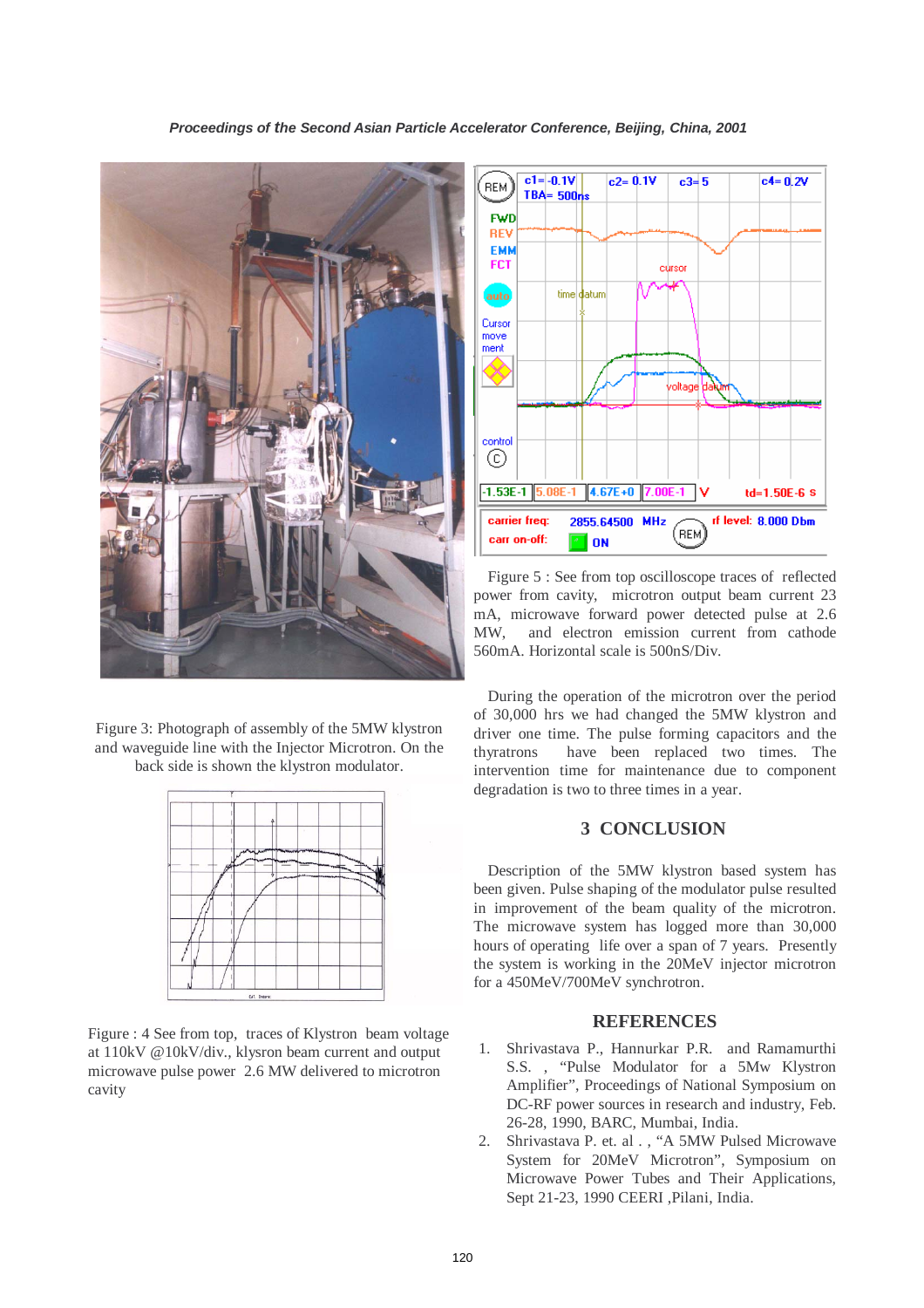Figure 3: Photograph of assembly of the 5MW klystron and waveguide line with the Injector Microtron. On the back side is shown the klystron modulator.

Figure : 4 See from top, traces of Klystron beam voltage at 110kV @10kV/div., klysron beam current and output microwave pulse power 2.6 MW delivered to microtron cavity

Figure 5 : See from top oscilloscope traces of reflected power from cavity, microtron output beam current 23 mA, microwave forward power detected pulse at 2.6 MW, and electron emission current from cathode 560mA. Horizontal scale is 500nS/Div.

During the operation of the microtron over the period of 30,000 hrs we had changed the 5MW klystron and driver one time. The pulse forming capacitors and the thyratrons have been replaced two times. The intervention time for maintenance due to component degradation is two to three times in a year.

## 3 CONCLUSION

Description of the 5MW klystron based system has been given. Pulse shaping of the modulator pulse resulted in improvement of the beam quality of the microtron. The microwave system has logged more than 30,000 hours of operating life over a span of 7 years. Presently the system is working in the 20MeV injector microtron for a 450MeV/700MeV synchrotron.

## REFERENCES

1. Shrivastava P., Hannurkar P.R. and Ramamurthi S.S. , "Pulse Modulator for a 5Mw Klystron Amplifier", Proceedings of National Symposium on DC-RF power sources in research and industry, Feb. 26-28, 1990, BARC, Mumbai, India.
2. Shrivastava P. et. al . , "A 5MW Pulsed Microwave System for 20MeV Microtron", Symposium on Microwave Power Tubes and Their Applications, Sept 21-23, 1990 CEERI ,Pilani, India.